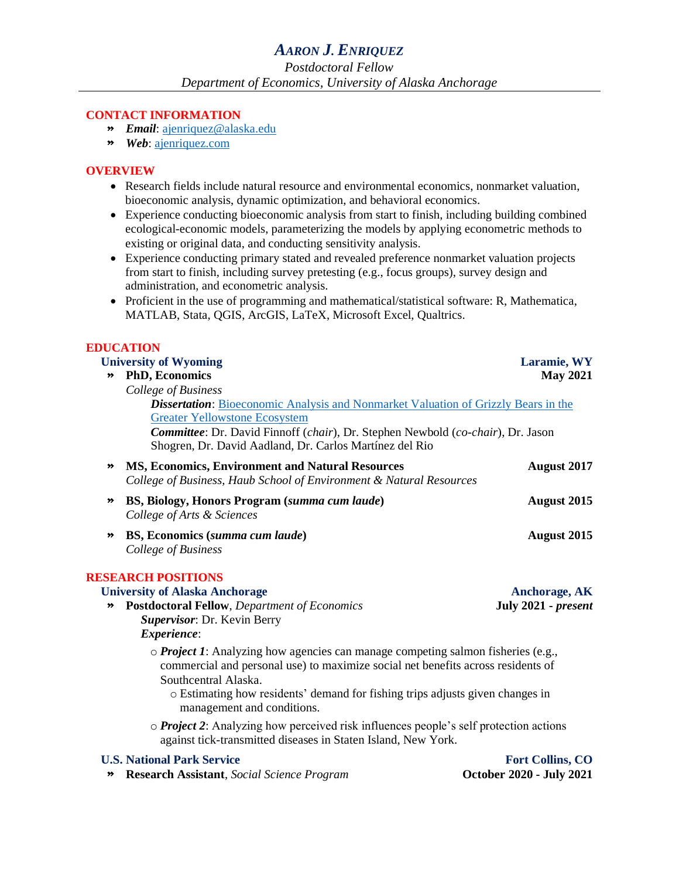# *AARON J. ENRIQUEZ*

*Postdoctoral Fellow*
*Department of Economics, University of Alaska Anchorage*

## CONTACT INFORMATION

- ***Email***: ajenriquez@alaska.edu
- ***Web***: ajenriquez.com

## OVERVIEW

- Research fields include natural resource and environmental economics, nonmarket valuation, bioeconomic analysis, dynamic optimization, and behavioral economics.
- Experience conducting bioeconomic analysis from start to finish, including building combined ecological-economic models, parameterizing the models by applying econometric methods to existing or original data, and conducting sensitivity analysis.
- Experience conducting primary stated and revealed preference nonmarket valuation projects from start to finish, including survey pretesting (e.g., focus groups), survey design and administration, and econometric analysis.
- Proficient in the use of programming and mathematical/statistical software: R, Mathematica, MATLAB, Stata, QGIS, ArcGIS, LaTeX, Microsoft Excel, Qualtrics.

## EDUCATION

### University of Wyoming — Laramie, WY

- **PhD, Economics** — **May 2021**
  *College of Business*
  ***Dissertation***: Bioeconomic Analysis and Nonmarket Valuation of Grizzly Bears in the Greater Yellowstone Ecosystem
  ***Committee***: Dr. David Finnoff (*chair*), Dr. Stephen Newbold (*co-chair*), Dr. Jason Shogren, Dr. David Aadland, Dr. Carlos Martínez del Rio
- **MS, Economics, Environment and Natural Resources** — **August 2017**
  *College of Business, Haub School of Environment & Natural Resources*
- **BS, Biology, Honors Program (*summa cum laude*)** — **August 2015**
  *College of Arts & Sciences*
- **BS, Economics (*summa cum laude*)** — **August 2015**
  *College of Business*

## RESEARCH POSITIONS

### University of Alaska Anchorage — Anchorage, AK

- **Postdoctoral Fellow**, *Department of Economics* — **July 2021 - *present***
  ***Supervisor***: Dr. Kevin Berry
  ***Experience***:
  - ***Project 1***: Analyzing how agencies can manage competing salmon fisheries (e.g., commercial and personal use) to maximize social net benefits across residents of Southcentral Alaska.
    - Estimating how residents' demand for fishing trips adjusts given changes in management and conditions.
  - ***Project 2***: Analyzing how perceived risk influences people's self protection actions against tick-transmitted diseases in Staten Island, New York.

### U.S. National Park Service — Fort Collins, CO

- **Research Assistant**, *Social Science Program* — **October 2020 - July 2021**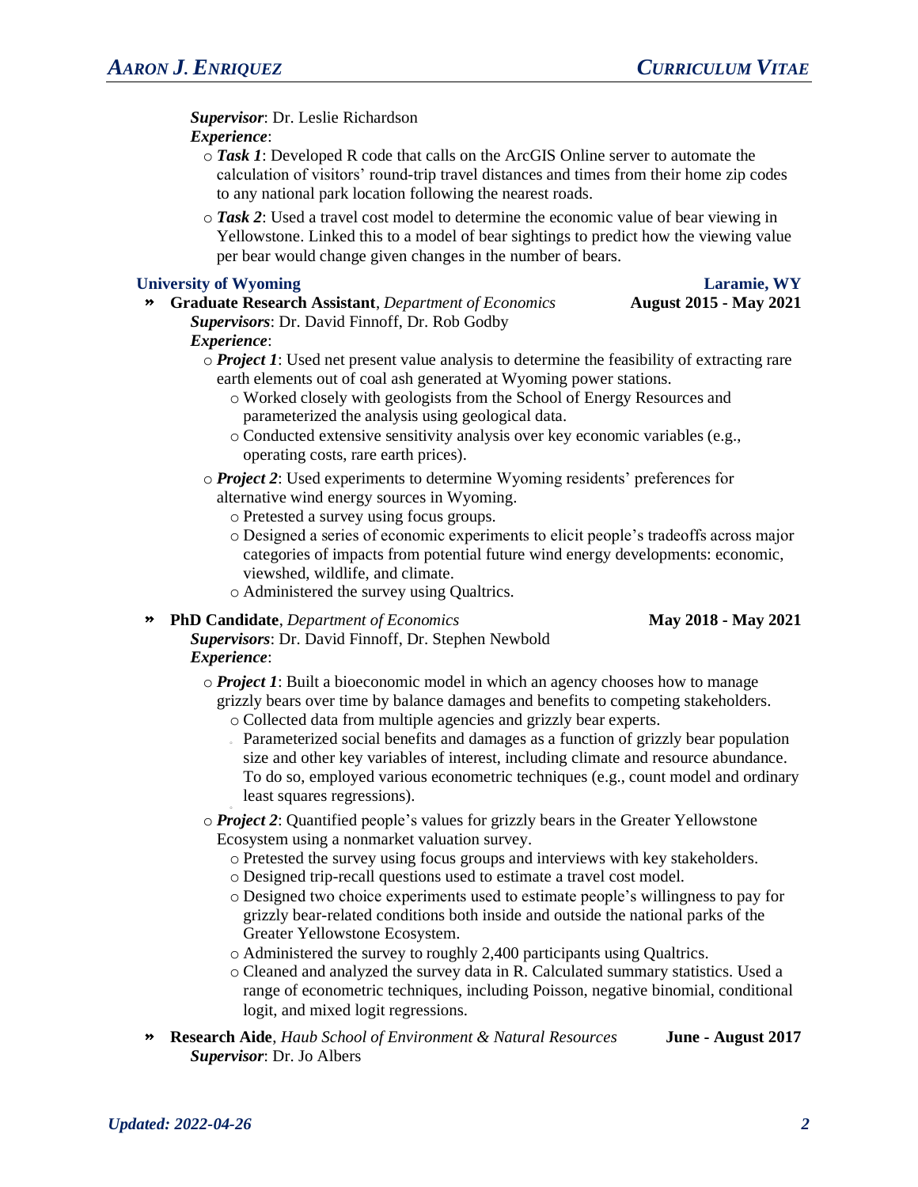***Supervisor***: Dr. Leslie Richardson

***Experience***:

- ***Task 1***: Developed R code that calls on the ArcGIS Online server to automate the calculation of visitors' round-trip travel distances and times from their home zip codes to any national park location following the nearest roads.
- ***Task 2***: Used a travel cost model to determine the economic value of bear viewing in Yellowstone. Linked this to a model of bear sightings to predict how the viewing value per bear would change given changes in the number of bears.

### University of Wyoming — Laramie, WY

- **Graduate Research Assistant**, *Department of Economics* — **August 2015 - May 2021**

  ***Supervisors***: Dr. David Finnoff, Dr. Rob Godby

  ***Experience***:

  - ***Project 1***: Used net present value analysis to determine the feasibility of extracting rare earth elements out of coal ash generated at Wyoming power stations.
    - Worked closely with geologists from the School of Energy Resources and parameterized the analysis using geological data.
    - Conducted extensive sensitivity analysis over key economic variables (e.g., operating costs, rare earth prices).
  - ***Project 2***: Used experiments to determine Wyoming residents' preferences for alternative wind energy sources in Wyoming.
    - Pretested a survey using focus groups.
    - Designed a series of economic experiments to elicit people's tradeoffs across major categories of impacts from potential future wind energy developments: economic, viewshed, wildlife, and climate.
    - Administered the survey using Qualtrics.

- **PhD Candidate**, *Department of Economics* — **May 2018 - May 2021**

  ***Supervisors***: Dr. David Finnoff, Dr. Stephen Newbold

  ***Experience***:

  - ***Project 1***: Built a bioeconomic model in which an agency chooses how to manage grizzly bears over time by balance damages and benefits to competing stakeholders.
    - Collected data from multiple agencies and grizzly bear experts.
    - Parameterized social benefits and damages as a function of grizzly bear population size and other key variables of interest, including climate and resource abundance. To do so, employed various econometric techniques (e.g., count model and ordinary least squares regressions).
  - ***Project 2***: Quantified people's values for grizzly bears in the Greater Yellowstone Ecosystem using a nonmarket valuation survey.
    - Pretested the survey using focus groups and interviews with key stakeholders.
    - Designed trip-recall questions used to estimate a travel cost model.
    - Designed two choice experiments used to estimate people's willingness to pay for grizzly bear-related conditions both inside and outside the national parks of the Greater Yellowstone Ecosystem.
    - Administered the survey to roughly 2,400 participants using Qualtrics.
    - Cleaned and analyzed the survey data in R. Calculated summary statistics. Used a range of econometric techniques, including Poisson, negative binomial, conditional logit, and mixed logit regressions.

- **Research Aide**, *Haub School of Environment & Natural Resources* — **June - August 2017**

  ***Supervisor***: Dr. Jo Albers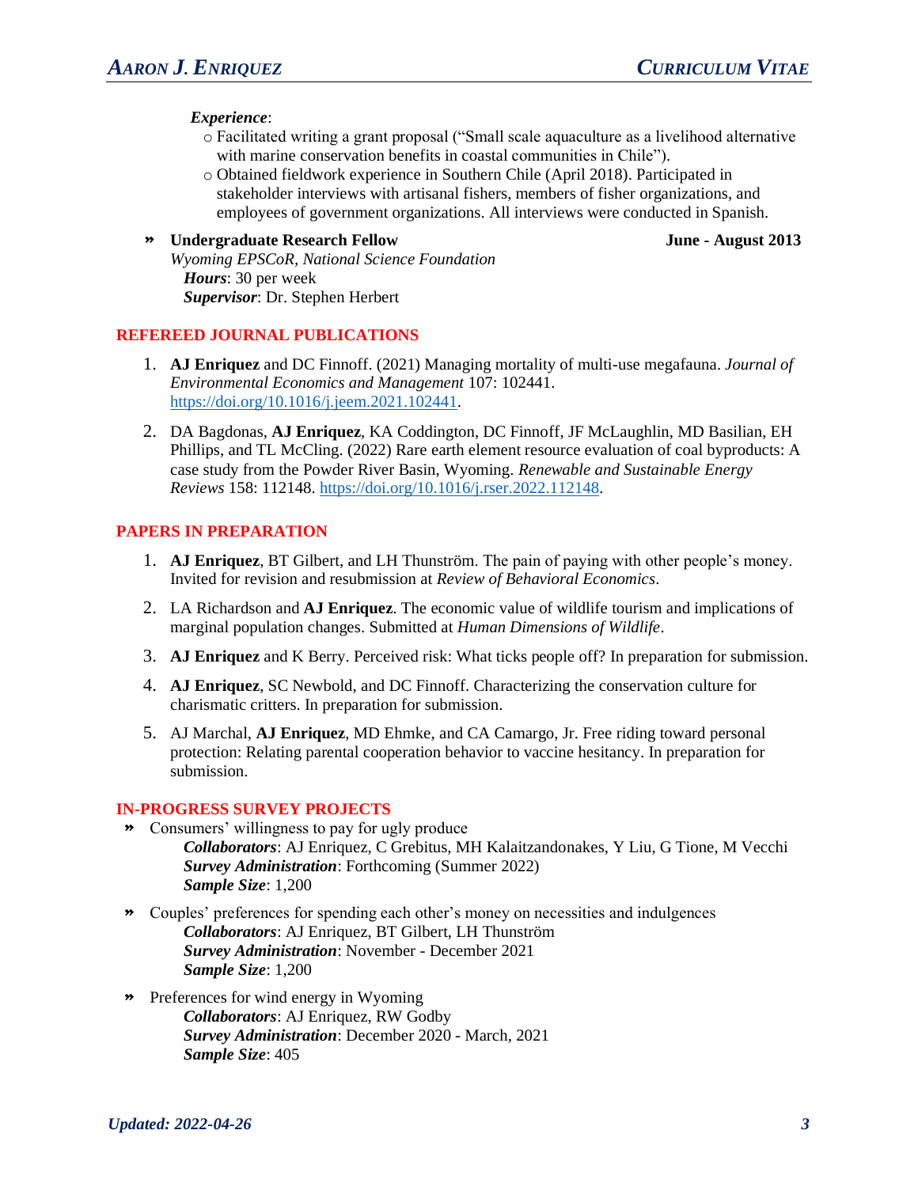*Experience*:

- Facilitated writing a grant proposal ("Small scale aquaculture as a livelihood alternative with marine conservation benefits in coastal communities in Chile").
- Obtained fieldwork experience in Southern Chile (April 2018). Participated in stakeholder interviews with artisanal fishers, members of fisher organizations, and employees of government organizations. All interviews were conducted in Spanish.

» **Undergraduate Research Fellow** — **June - August 2013**
*Wyoming EPSCoR, National Science Foundation*
***Hours***: 30 per week
***Supervisor***: Dr. Stephen Herbert

## REFEREED JOURNAL PUBLICATIONS

1. **AJ Enriquez** and DC Finnoff. (2021) Managing mortality of multi-use megafauna. *Journal of Environmental Economics and Management* 107: 102441. https://doi.org/10.1016/j.jeem.2021.102441.
2. DA Bagdonas, **AJ Enriquez**, KA Coddington, DC Finnoff, JF McLaughlin, MD Basilian, EH Phillips, and TL McCling. (2022) Rare earth element resource evaluation of coal byproducts: A case study from the Powder River Basin, Wyoming. *Renewable and Sustainable Energy Reviews* 158: 112148. https://doi.org/10.1016/j.rser.2022.112148.

## PAPERS IN PREPARATION

1. **AJ Enriquez**, BT Gilbert, and LH Thunström. The pain of paying with other people's money. Invited for revision and resubmission at *Review of Behavioral Economics*.
2. LA Richardson and **AJ Enriquez**. The economic value of wildlife tourism and implications of marginal population changes. Submitted at *Human Dimensions of Wildlife*.
3. **AJ Enriquez** and K Berry. Perceived risk: What ticks people off? In preparation for submission.
4. **AJ Enriquez**, SC Newbold, and DC Finnoff. Characterizing the conservation culture for charismatic critters. In preparation for submission.
5. AJ Marchal, **AJ Enriquez**, MD Ehmke, and CA Camargo, Jr. Free riding toward personal protection: Relating parental cooperation behavior to vaccine hesitancy. In preparation for submission.

## IN-PROGRESS SURVEY PROJECTS

» Consumers' willingness to pay for ugly produce
***Collaborators***: AJ Enriquez, C Grebitus, MH Kalaitzandonakes, Y Liu, G Tione, M Vecchi
***Survey Administration***: Forthcoming (Summer 2022)
***Sample Size***: 1,200

» Couples' preferences for spending each other's money on necessities and indulgences
***Collaborators***: AJ Enriquez, BT Gilbert, LH Thunström
***Survey Administration***: November - December 2021
***Sample Size***: 1,200

» Preferences for wind energy in Wyoming
***Collaborators***: AJ Enriquez, RW Godby
***Survey Administration***: December 2020 - March, 2021
***Sample Size***: 405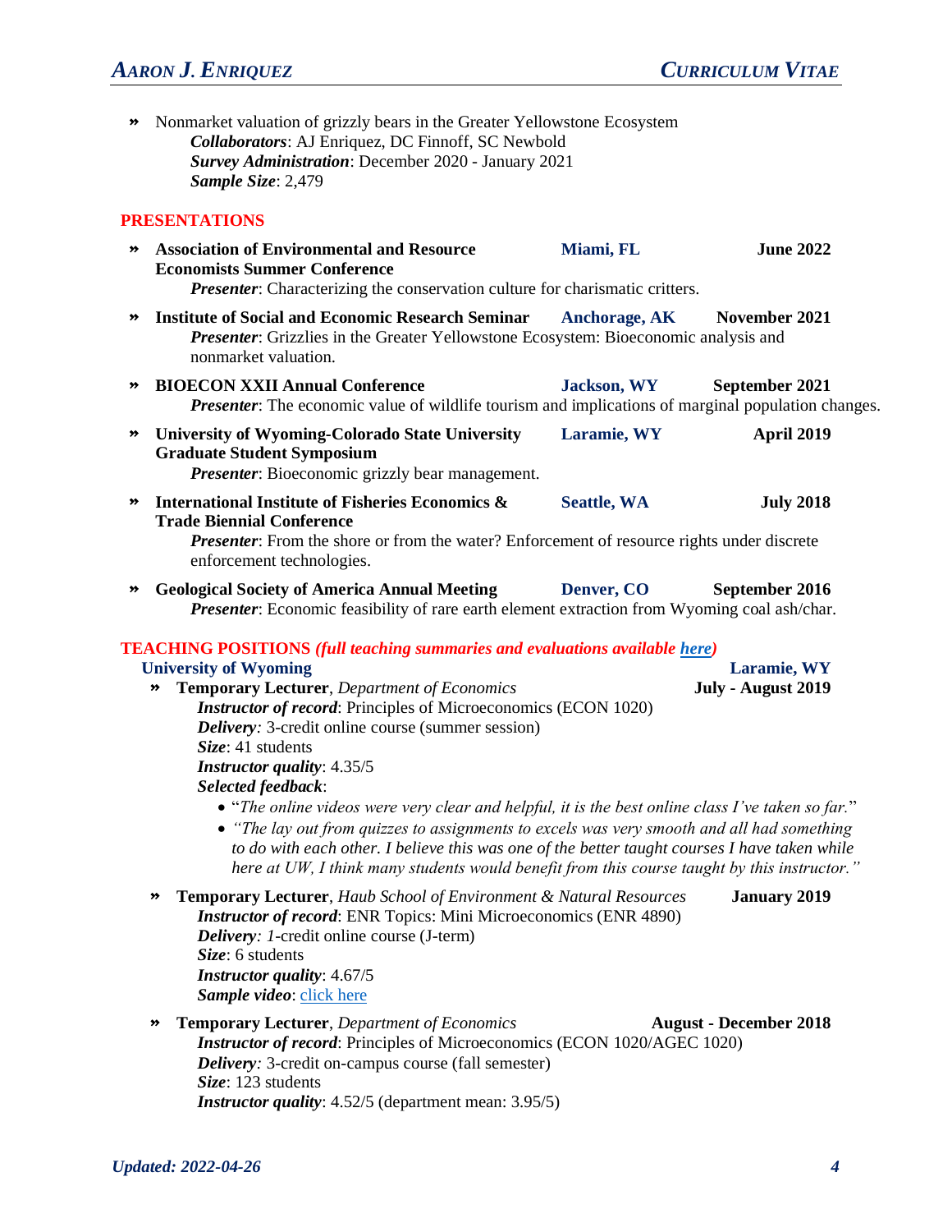- Nonmarket valuation of grizzly bears in the Greater Yellowstone Ecosystem
  ***Collaborators***: AJ Enriquez, DC Finnoff, SC Newbold
  ***Survey Administration***: December 2020 - January 2021
  ***Sample Size***: 2,479

## PRESENTATIONS

- **Association of Environmental and Resource Economists Summer Conference** — **Miami, FL** — **June 2022**
  ***Presenter***: Characterizing the conservation culture for charismatic critters.
- **Institute of Social and Economic Research Seminar** — **Anchorage, AK** — **November 2021**
  ***Presenter***: Grizzlies in the Greater Yellowstone Ecosystem: Bioeconomic analysis and nonmarket valuation.
- **BIOECON XXII Annual Conference** — **Jackson, WY** — **September 2021**
  ***Presenter***: The economic value of wildlife tourism and implications of marginal population changes.
- **University of Wyoming-Colorado State University Graduate Student Symposium** — **Laramie, WY** — **April 2019**
  ***Presenter***: Bioeconomic grizzly bear management.
- **International Institute of Fisheries Economics & Trade Biennial Conference** — **Seattle, WA** — **July 2018**
  ***Presenter***: From the shore or from the water? Enforcement of resource rights under discrete enforcement technologies.
- **Geological Society of America Annual Meeting** — **Denver, CO** — **September 2016**
  ***Presenter***: Economic feasibility of rare earth element extraction from Wyoming coal ash/char.

## TEACHING POSITIONS *(full teaching summaries and evaluations available here)*

### University of Wyoming — Laramie, WY

- **Temporary Lecturer**, *Department of Economics* — **July - August 2019**
  ***Instructor of record***: Principles of Microeconomics (ECON 1020)
  ***Delivery***: 3-credit online course (summer session)
  ***Size***: 41 students
  ***Instructor quality***: 4.35/5
  ***Selected feedback***:
  - "*The online videos were very clear and helpful, it is the best online class I've taken so far.*"
  - *"The lay out from quizzes to assignments to excels was very smooth and all had something to do with each other. I believe this was one of the better taught courses I have taken while here at UW, I think many students would benefit from this course taught by this instructor."*
- **Temporary Lecturer**, *Haub School of Environment & Natural Resources* — **January 2019**
  ***Instructor of record***: ENR Topics: Mini Microeconomics (ENR 4890)
  ***Delivery***: *1*-credit online course (J-term)
  ***Size***: 6 students
  ***Instructor quality***: 4.67/5
  ***Sample video***: click here
- **Temporary Lecturer**, *Department of Economics* — **August - December 2018**
  ***Instructor of record***: Principles of Microeconomics (ECON 1020/AGEC 1020)
  ***Delivery***: 3-credit on-campus course (fall semester)
  ***Size***: 123 students
  ***Instructor quality***: 4.52/5 (department mean: 3.95/5)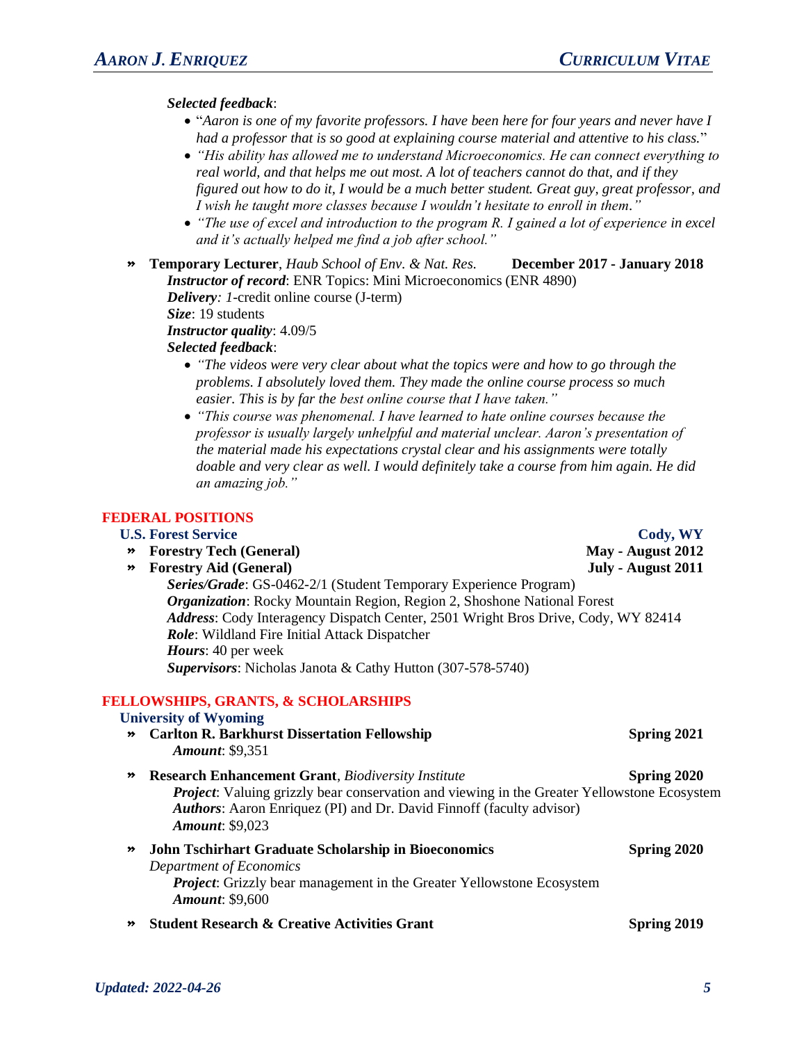*Selected feedback*:

- "*Aaron is one of my favorite professors. I have been here for four years and never have I had a professor that is so good at explaining course material and attentive to his class.*"
- *"His ability has allowed me to understand Microeconomics. He can connect everything to real world, and that helps me out most. A lot of teachers cannot do that, and if they figured out how to do it, I would be a much better student. Great guy, great professor, and I wish he taught more classes because I wouldn't hesitate to enroll in them."*
- *"The use of excel and introduction to the program R. I gained a lot of experience in excel and it's actually helped me find a job after school."*

» **Temporary Lecturer**, *Haub School of Env. & Nat. Res.* **December 2017 - January 2018**
***Instructor of record***: ENR Topics: Mini Microeconomics (ENR 4890)
***Delivery****: 1*-credit online course (J-term)
***Size***: 19 students
***Instructor quality***: 4.09/5
***Selected feedback***:

- *"The videos were very clear about what the topics were and how to go through the problems. I absolutely loved them. They made the online course process so much easier. This is by far the best online course that I have taken."*
- *"This course was phenomenal. I have learned to hate online courses because the professor is usually largely unhelpful and material unclear. Aaron's presentation of the material made his expectations crystal clear and his assignments were totally doable and very clear as well. I would definitely take a course from him again. He did an amazing job."*

## FEDERAL POSITIONS

### U.S. Forest Service — Cody, WY

» **Forestry Tech (General)** **May - August 2012**
» **Forestry Aid (General)** **July - August 2011**
***Series/Grade***: GS-0462-2/1 (Student Temporary Experience Program)
***Organization***: Rocky Mountain Region, Region 2, Shoshone National Forest
***Address***: Cody Interagency Dispatch Center, 2501 Wright Bros Drive, Cody, WY 82414
***Role***: Wildland Fire Initial Attack Dispatcher
***Hours***: 40 per week
***Supervisors***: Nicholas Janota & Cathy Hutton (307-578-5740)

## FELLOWSHIPS, GRANTS, & SCHOLARSHIPS

### University of Wyoming

» **Carlton R. Barkhurst Dissertation Fellowship** **Spring 2021**
***Amount***: $9,351

» **Research Enhancement Grant**, *Biodiversity Institute* **Spring 2020**
***Project***: Valuing grizzly bear conservation and viewing in the Greater Yellowstone Ecosystem
***Authors***: Aaron Enriquez (PI) and Dr. David Finnoff (faculty advisor)
***Amount***: $9,023

» **John Tschirhart Graduate Scholarship in Bioeconomics** **Spring 2020**
*Department of Economics*
***Project***: Grizzly bear management in the Greater Yellowstone Ecosystem
***Amount***: $9,600

» **Student Research & Creative Activities Grant** **Spring 2019**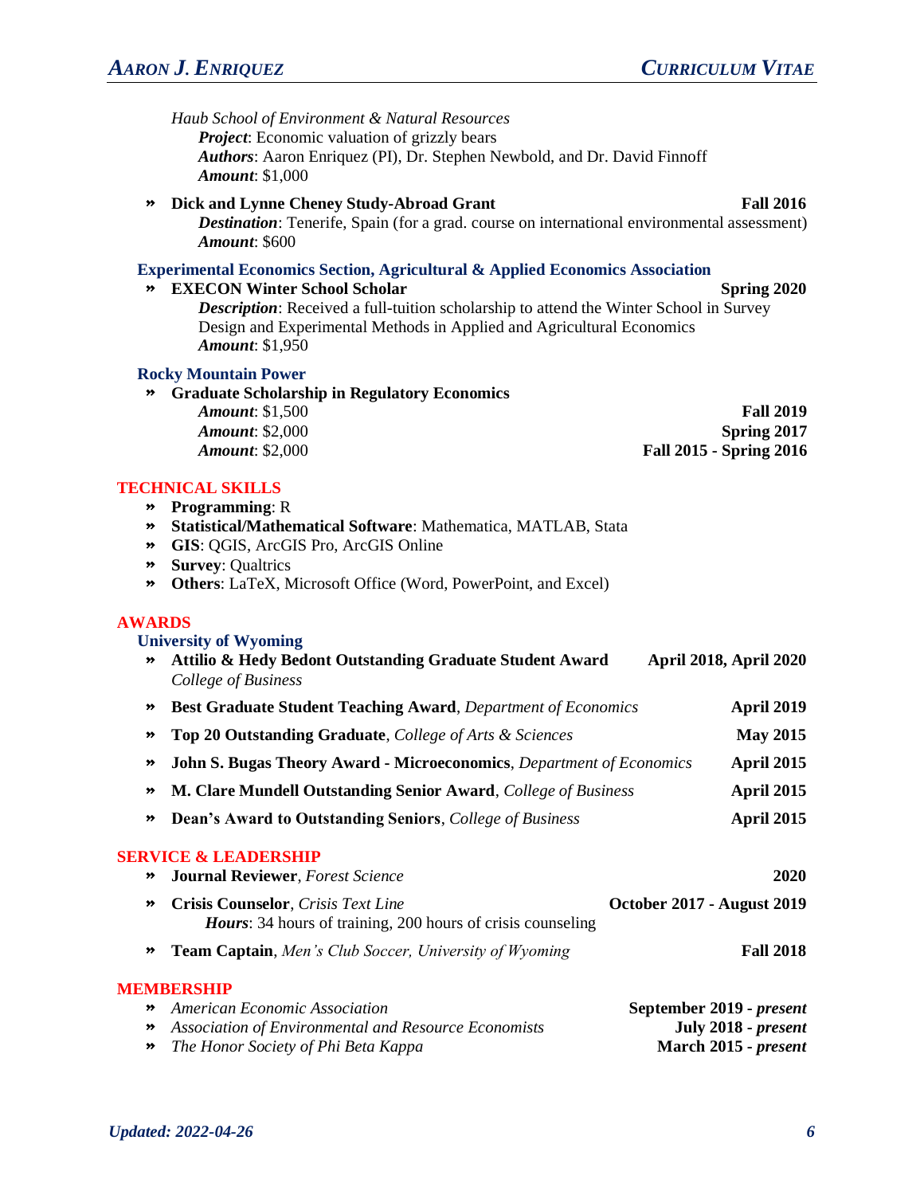*Haub School of Environment & Natural Resources*

***Project***: Economic valuation of grizzly bears
***Authors***: Aaron Enriquez (PI), Dr. Stephen Newbold, and Dr. David Finnoff
***Amount***: $1,000

- **Dick and Lynne Cheney Study-Abroad Grant** — **Fall 2016**
  ***Destination***: Tenerife, Spain (for a grad. course on international environmental assessment)
  ***Amount***: $600

### Experimental Economics Section, Agricultural & Applied Economics Association

- **EXECON Winter School Scholar** — **Spring 2020**
  ***Description***: Received a full-tuition scholarship to attend the Winter School in Survey Design and Experimental Methods in Applied and Agricultural Economics
  ***Amount***: $1,950

### Rocky Mountain Power

- **Graduate Scholarship in Regulatory Economics**
  ***Amount***: $1,500 — **Fall 2019**
  ***Amount***: $2,000 — **Spring 2017**
  ***Amount***: $2,000 — **Fall 2015 - Spring 2016**

## TECHNICAL SKILLS

- **Programming**: R
- **Statistical/Mathematical Software**: Mathematica, MATLAB, Stata
- **GIS**: QGIS, ArcGIS Pro, ArcGIS Online
- **Survey**: Qualtrics
- **Others**: LaTeX, Microsoft Office (Word, PowerPoint, and Excel)

## AWARDS

### University of Wyoming

- **Attilio & Hedy Bedont Outstanding Graduate Student Award** — **April 2018, April 2020**
  *College of Business*
- **Best Graduate Student Teaching Award**, *Department of Economics* — **April 2019**
- **Top 20 Outstanding Graduate**, *College of Arts & Sciences* — **May 2015**
- **John S. Bugas Theory Award - Microeconomics**, *Department of Economics* — **April 2015**
- **M. Clare Mundell Outstanding Senior Award**, *College of Business* — **April 2015**
- **Dean's Award to Outstanding Seniors**, *College of Business* — **April 2015**

## SERVICE & LEADERSHIP

- **Journal Reviewer**, *Forest Science* — **2020**
- **Crisis Counselor**, *Crisis Text Line* — **October 2017 - August 2019**
  ***Hours***: 34 hours of training, 200 hours of crisis counseling
- **Team Captain**, *Men's Club Soccer, University of Wyoming* — **Fall 2018**

## MEMBERSHIP

- *American Economic Association* — **September 2019 - *present***
- *Association of Environmental and Resource Economists* — **July 2018 - *present***
- *The Honor Society of Phi Beta Kappa* — **March 2015 - *present***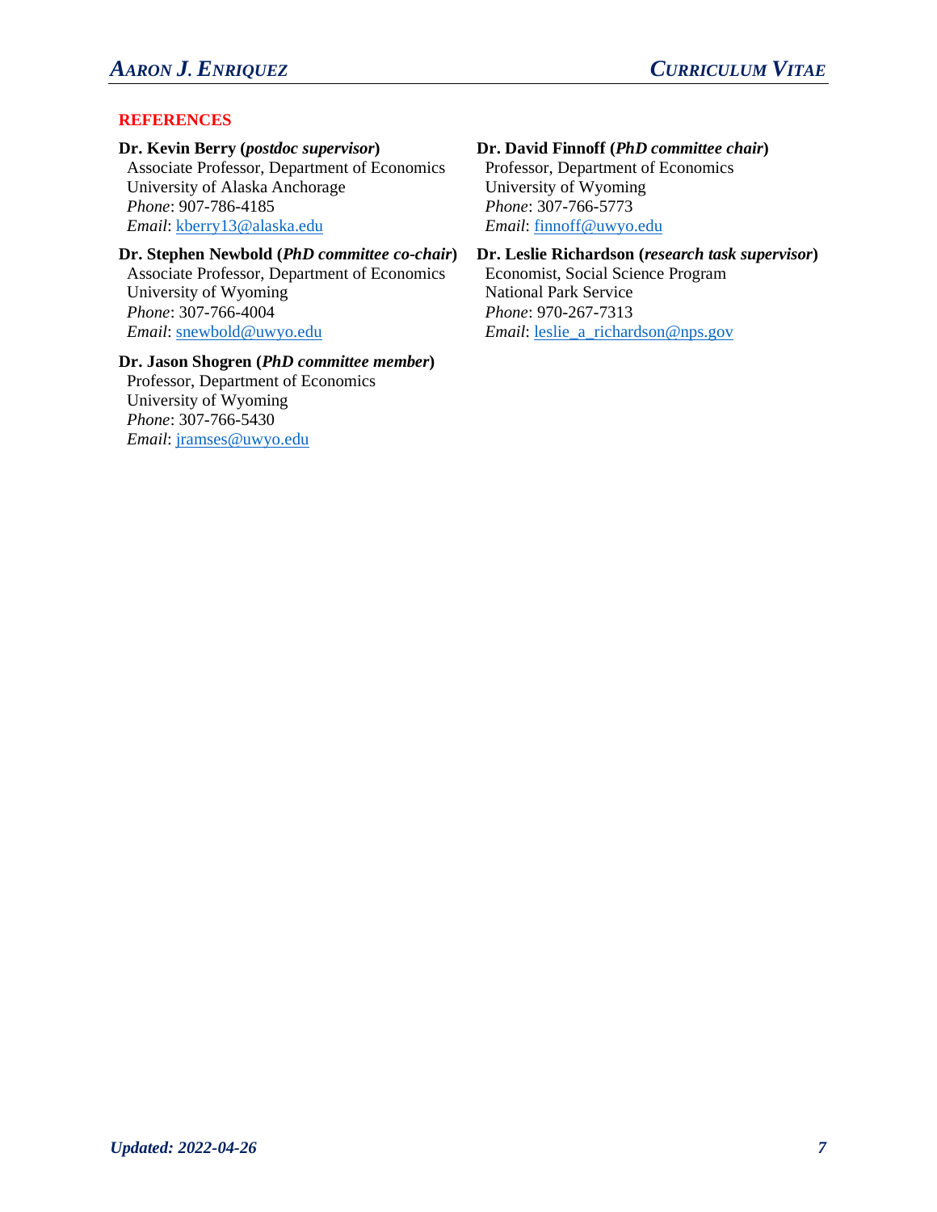## REFERENCES

**Dr. Kevin Berry (*postdoc supervisor*)**
Associate Professor, Department of Economics
University of Alaska Anchorage
*Phone*: 907-786-4185
*Email*: kberry13@alaska.edu

**Dr. Stephen Newbold (*PhD committee co-chair*)**
Associate Professor, Department of Economics
University of Wyoming
*Phone*: 307-766-4004
*Email*: snewbold@uwyo.edu

**Dr. Jason Shogren (*PhD committee member*)**
Professor, Department of Economics
University of Wyoming
*Phone*: 307-766-5430
*Email*: jramses@uwyo.edu

**Dr. David Finnoff (*PhD committee chair*)**
Professor, Department of Economics
University of Wyoming
*Phone*: 307-766-5773
*Email*: finnoff@uwyo.edu

**Dr. Leslie Richardson (*research task supervisor*)**
Economist, Social Science Program
National Park Service
*Phone*: 970-267-7313
*Email*: leslie_a_richardson@nps.gov

*Updated: 2022-04-26*